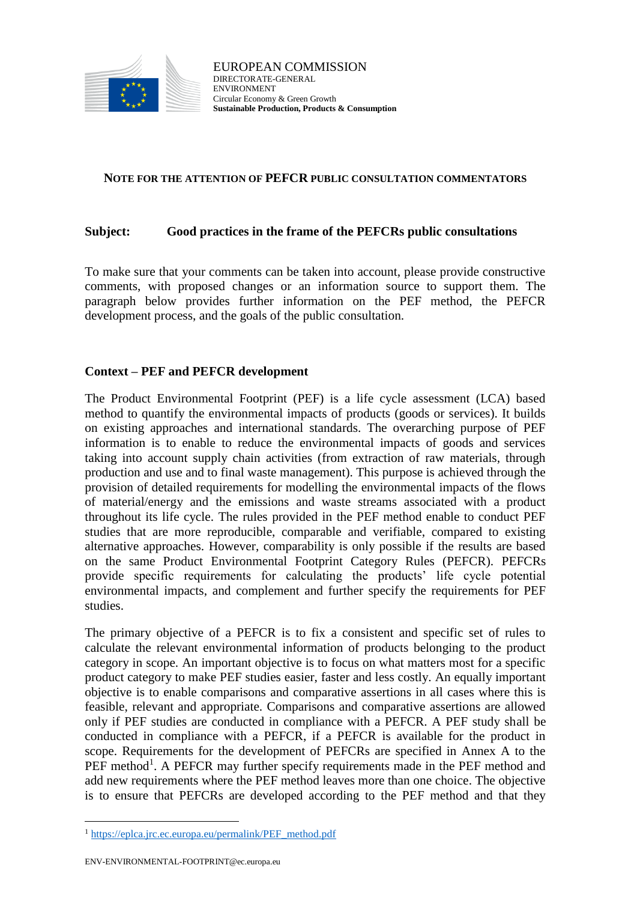EUROPEAN COMMISSION
DIRECTORATE-GENERAL
ENVIRONMENT
Circular Economy & Green Growth
**Sustainable Production, Products & Consumption**

**NOTE FOR THE ATTENTION OF PEFCR PUBLIC CONSULTATION COMMENTATORS**

**Subject: Good practices in the frame of the PEFCRs public consultations**

To make sure that your comments can be taken into account, please provide constructive comments, with proposed changes or an information source to support them. The paragraph below provides further information on the PEF method, the PEFCR development process, and the goals of the public consultation.

## Context – PEF and PEFCR development

The Product Environmental Footprint (PEF) is a life cycle assessment (LCA) based method to quantify the environmental impacts of products (goods or services). It builds on existing approaches and international standards. The overarching purpose of PEF information is to enable to reduce the environmental impacts of goods and services taking into account supply chain activities (from extraction of raw materials, through production and use and to final waste management). This purpose is achieved through the provision of detailed requirements for modelling the environmental impacts of the flows of material/energy and the emissions and waste streams associated with a product throughout its life cycle. The rules provided in the PEF method enable to conduct PEF studies that are more reproducible, comparable and verifiable, compared to existing alternative approaches. However, comparability is only possible if the results are based on the same Product Environmental Footprint Category Rules (PEFCR). PEFCRs provide specific requirements for calculating the products' life cycle potential environmental impacts, and complement and further specify the requirements for PEF studies.

The primary objective of a PEFCR is to fix a consistent and specific set of rules to calculate the relevant environmental information of products belonging to the product category in scope. An important objective is to focus on what matters most for a specific product category to make PEF studies easier, faster and less costly. An equally important objective is to enable comparisons and comparative assertions in all cases where this is feasible, relevant and appropriate. Comparisons and comparative assertions are allowed only if PEF studies are conducted in compliance with a PEFCR. A PEF study shall be conducted in compliance with a PEFCR, if a PEFCR is available for the product in scope. Requirements for the development of PEFCRs are specified in Annex A to the PEF method[1]. A PEFCR may further specify requirements made in the PEF method and add new requirements where the PEF method leaves more than one choice. The objective is to ensure that PEFCRs are developed according to the PEF method and that they

[1] https://eplca.jrc.ec.europa.eu/permalink/PEF_method.pdf

ENV-ENVIRONMENTAL-FOOTPRINT@ec.europa.eu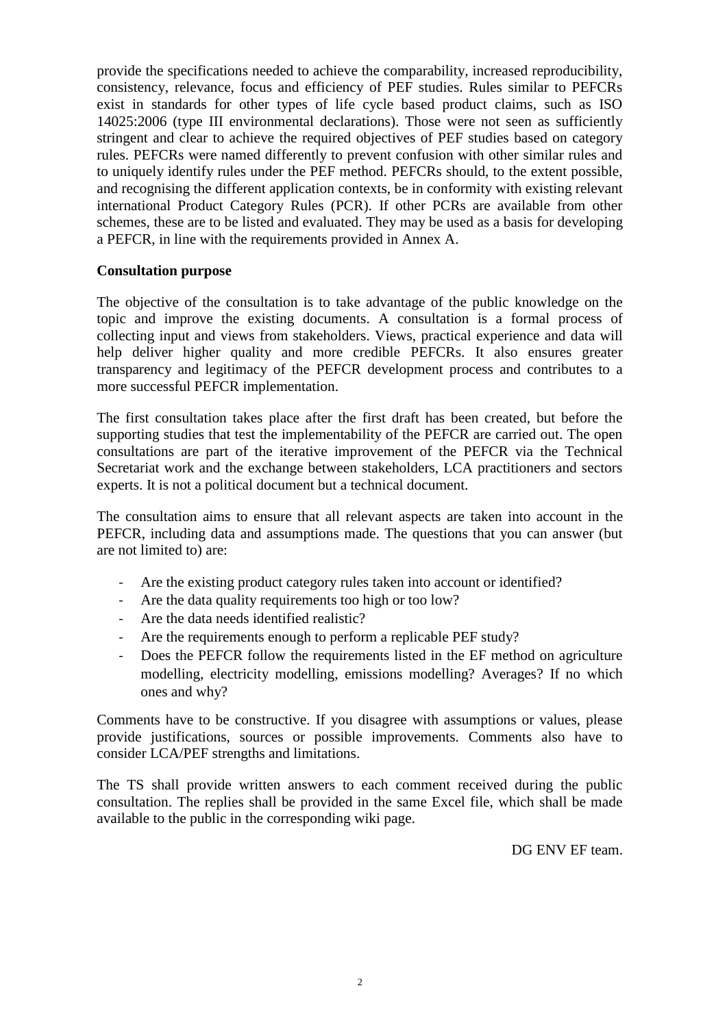provide the specifications needed to achieve the comparability, increased reproducibility, consistency, relevance, focus and efficiency of PEF studies. Rules similar to PEFCRs exist in standards for other types of life cycle based product claims, such as ISO 14025:2006 (type III environmental declarations). Those were not seen as sufficiently stringent and clear to achieve the required objectives of PEF studies based on category rules. PEFCRs were named differently to prevent confusion with other similar rules and to uniquely identify rules under the PEF method. PEFCRs should, to the extent possible, and recognising the different application contexts, be in conformity with existing relevant international Product Category Rules (PCR). If other PCRs are available from other schemes, these are to be listed and evaluated. They may be used as a basis for developing a PEFCR, in line with the requirements provided in Annex A.

**Consultation purpose**

The objective of the consultation is to take advantage of the public knowledge on the topic and improve the existing documents. A consultation is a formal process of collecting input and views from stakeholders. Views, practical experience and data will help deliver higher quality and more credible PEFCRs. It also ensures greater transparency and legitimacy of the PEFCR development process and contributes to a more successful PEFCR implementation.

The first consultation takes place after the first draft has been created, but before the supporting studies that test the implementability of the PEFCR are carried out. The open consultations are part of the iterative improvement of the PEFCR via the Technical Secretariat work and the exchange between stakeholders, LCA practitioners and sectors experts. It is not a political document but a technical document.

The consultation aims to ensure that all relevant aspects are taken into account in the PEFCR, including data and assumptions made. The questions that you can answer (but are not limited to) are:

- Are the existing product category rules taken into account or identified?
- Are the data quality requirements too high or too low?
- Are the data needs identified realistic?
- Are the requirements enough to perform a replicable PEF study?
- Does the PEFCR follow the requirements listed in the EF method on agriculture modelling, electricity modelling, emissions modelling? Averages? If no which ones and why?

Comments have to be constructive. If you disagree with assumptions or values, please provide justifications, sources or possible improvements. Comments also have to consider LCA/PEF strengths and limitations.

The TS shall provide written answers to each comment received during the public consultation. The replies shall be provided in the same Excel file, which shall be made available to the public in the corresponding wiki page.

DG ENV EF team.